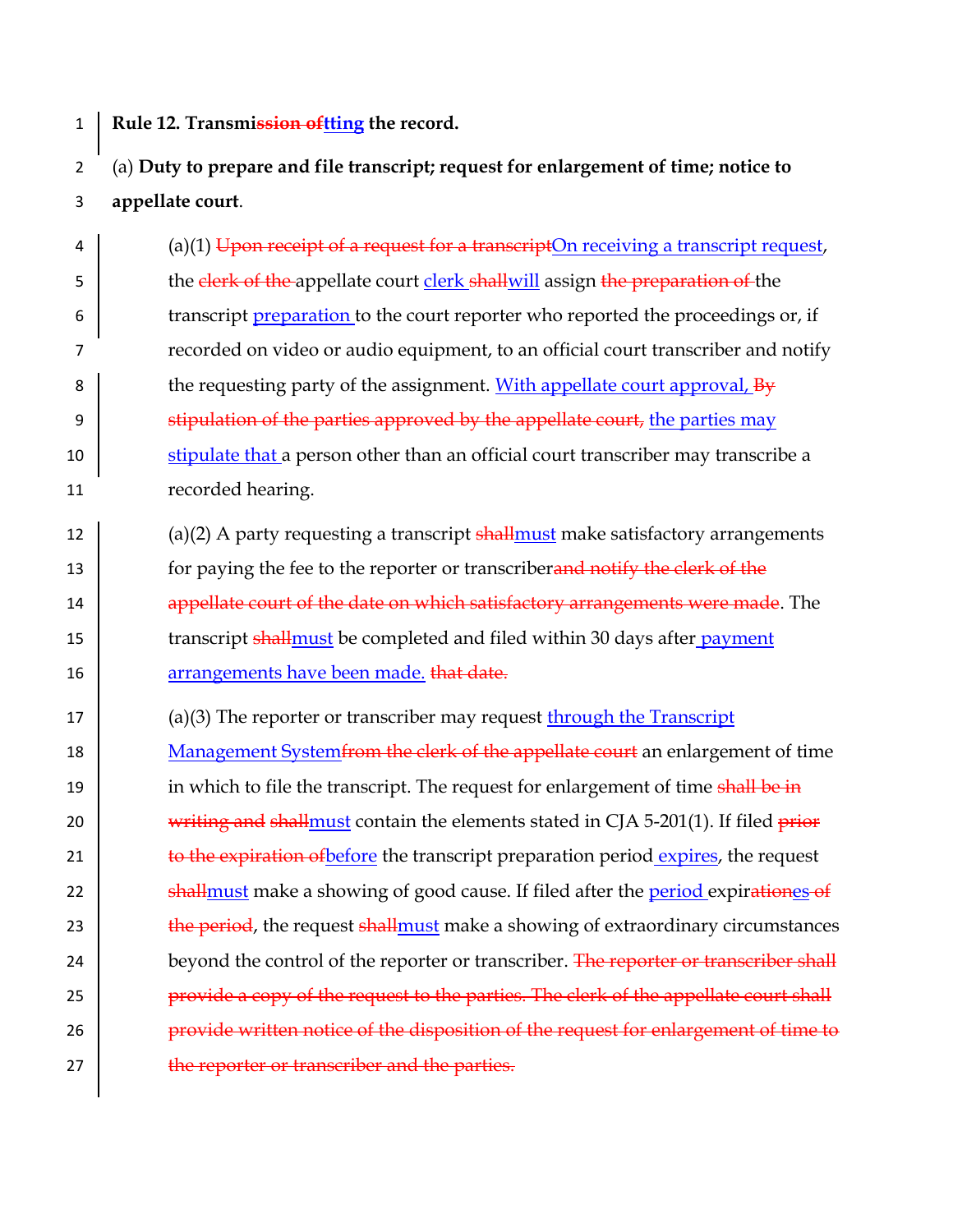**Rule 12. Transmi~~ssion of~~tting the record.**

(a) **Duty to prepare and file transcript; request for enlargement of time; notice to appellate court**.

(a)(1) ~~Upon receipt of a request for a transcript~~On receiving a transcript request, the ~~clerk of the~~ appellate court clerk ~~shall~~will assign ~~the preparation of~~ the transcript preparation to the court reporter who reported the proceedings or, if recorded on video or audio equipment, to an official court transcriber and notify the requesting party of the assignment. With appellate court approval, ~~By stipulation of the parties approved by the appellate court,~~ the parties may stipulate that a person other than an official court transcriber may transcribe a recorded hearing.

(a)(2) A party requesting a transcript ~~shall~~must make satisfactory arrangements for paying the fee to the reporter or transcriber~~and notify the clerk of the appellate court of the date on which satisfactory arrangements were made~~. The transcript ~~shall~~must be completed and filed within 30 days after payment arrangements have been made. ~~that date.~~

(a)(3) The reporter or transcriber may request through the Transcript Management System~~from the clerk of the appellate court~~ an enlargement of time in which to file the transcript. The request for enlargement of time ~~shall be in writing and shall~~must contain the elements stated in CJA 5-201(1). If filed ~~prior to the expiration of~~before the transcript preparation period expires, the request ~~shall~~must make a showing of good cause. If filed after the period expir~~ation~~es ~~of the period~~, the request ~~shall~~must make a showing of extraordinary circumstances beyond the control of the reporter or transcriber. ~~The reporter or transcriber shall provide a copy of the request to the parties. The clerk of the appellate court shall provide written notice of the disposition of the request for enlargement of time to the reporter or transcriber and the parties.~~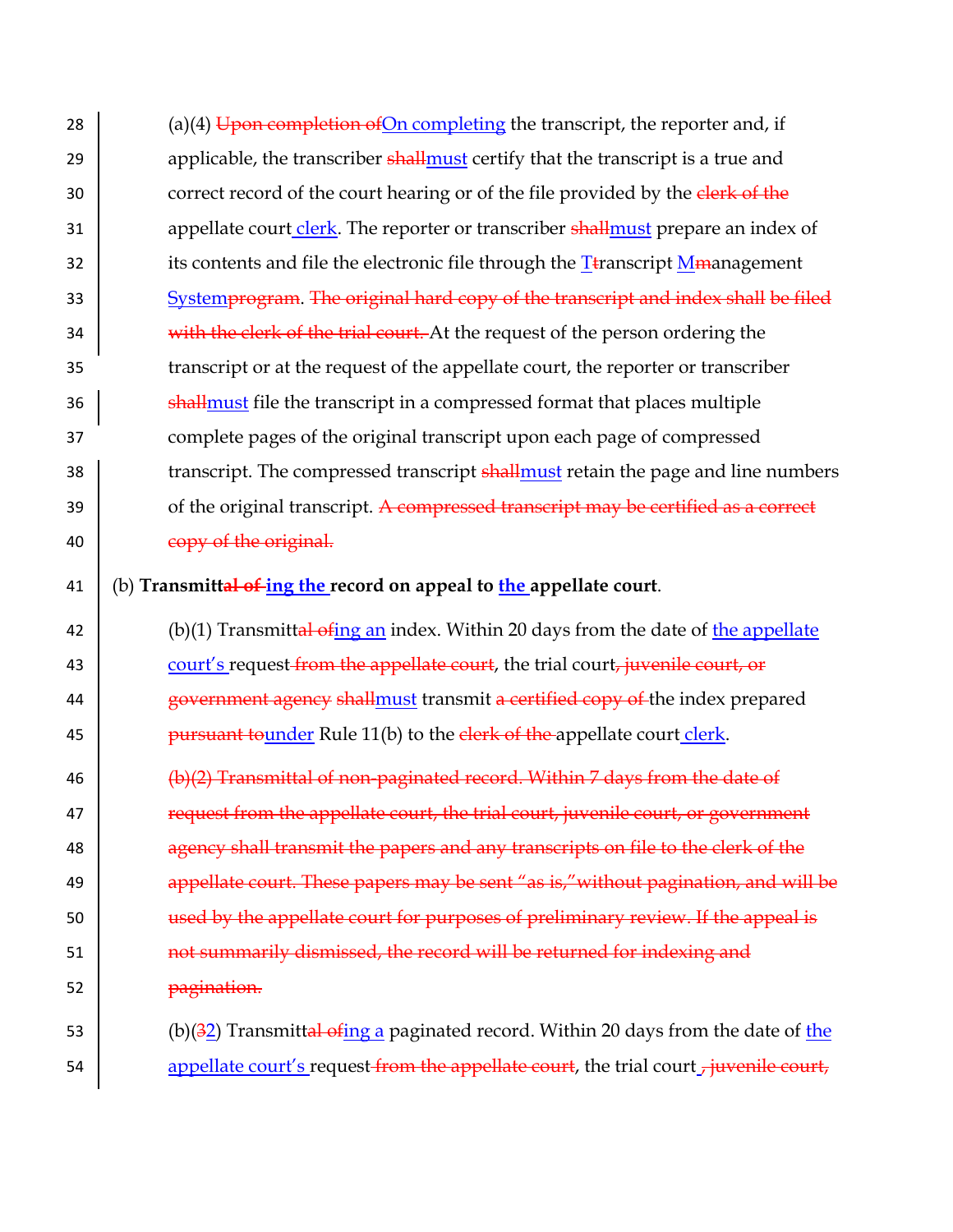(a)(4) ~~Upon completion of~~On completing the transcript, the reporter and, if applicable, the transcriber ~~shall~~must certify that the transcript is a true and correct record of the court hearing or of the file provided by the ~~clerk of the~~ appellate court clerk. The reporter or transcriber ~~shall~~must prepare an index of its contents and file the electronic file through the T~~t~~ranscript M~~m~~anagement System~~program~~. ~~The original hard copy of the transcript and index shall be filed with the clerk of the trial court.~~ At the request of the person ordering the transcript or at the request of the appellate court, the reporter or transcriber ~~shall~~must file the transcript in a compressed format that places multiple complete pages of the original transcript upon each page of compressed transcript. The compressed transcript ~~shall~~must retain the page and line numbers of the original transcript. ~~A compressed transcript may be certified as a correct copy of the original.~~

(b) **Transmitt~~al of~~ing the record on appeal to the appellate court**.

(b)(1) Transmitt~~al of~~ing an index. Within 20 days from the date of the appellate court's request ~~from the appellate court~~, the trial court~~, juvenile court, or government agency~~ ~~shall~~must transmit ~~a certified copy of~~ the index prepared ~~pursuant to~~under Rule 11(b) to the ~~clerk of the~~ appellate court clerk.

~~(b)(2) Transmittal of non-paginated record. Within 7 days from the date of request from the appellate court, the trial court, juvenile court, or government agency shall transmit the papers and any transcripts on file to the clerk of the appellate court. These papers may be sent "as is," without pagination, and will be used by the appellate court for purposes of preliminary review. If the appeal is not summarily dismissed, the record will be returned for indexing and pagination.~~

(b)(~~3~~2) Transmitt~~al of~~ing a paginated record. Within 20 days from the date of the appellate court's request ~~from the appellate court~~, the trial court~~, juvenile court,~~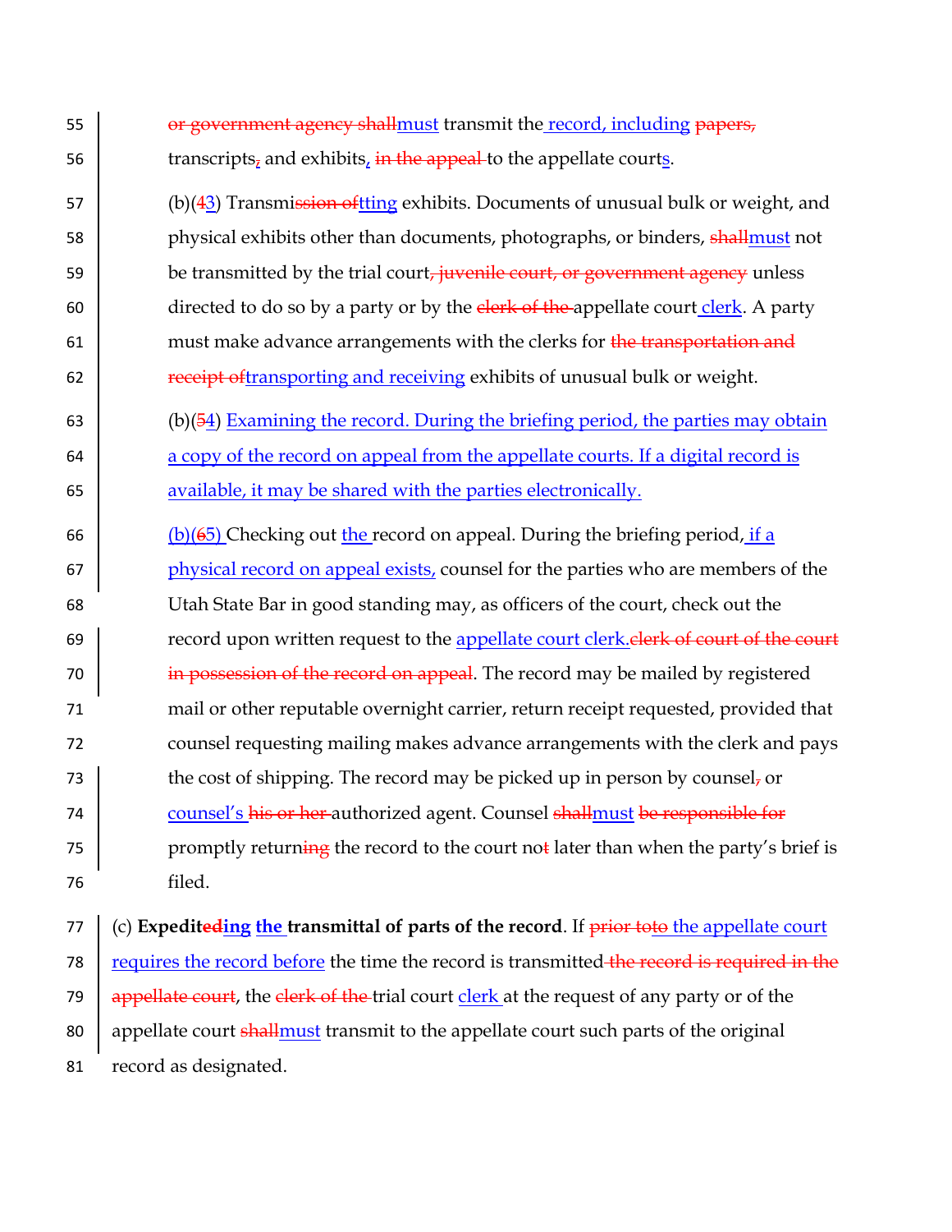or government agency shallmust transmit the record, including papers, transcripts, and exhibits, in the appeal to the appellate courts.

(b)(43) Transmission oftting exhibits. Documents of unusual bulk or weight, and physical exhibits other than documents, photographs, or binders, shallmust not be transmitted by the trial court, juvenile court, or government agency unless directed to do so by a party or by the clerk of the appellate court clerk. A party must make advance arrangements with the clerks for the transportation and receipt oftransporting and receiving exhibits of unusual bulk or weight.

(b)(54) Examining the record. During the briefing period, the parties may obtain a copy of the record on appeal from the appellate courts. If a digital record is available, it may be shared with the parties electronically.

(b)(65) Checking out the record on appeal. During the briefing period, if a physical record on appeal exists, counsel for the parties who are members of the Utah State Bar in good standing may, as officers of the court, check out the record upon written request to the appellate court clerk.clerk of court of the court in possession of the record on appeal. The record may be mailed by registered mail or other reputable overnight carrier, return receipt requested, provided that counsel requesting mailing makes advance arrangements with the clerk and pays the cost of shipping. The record may be picked up in person by counsel, or counsel's his or her authorized agent. Counsel shallmust be responsible for promptly returning the record to the court nott later than when the party's brief is filed.

(c) **Expediteding the transmittal of parts of the record**. If prior toto the appellate court requires the record before the time the record is transmitted the record is required in the appellate court, the clerk of the trial court clerk at the request of any party or of the appellate court shallmust transmit to the appellate court such parts of the original record as designated.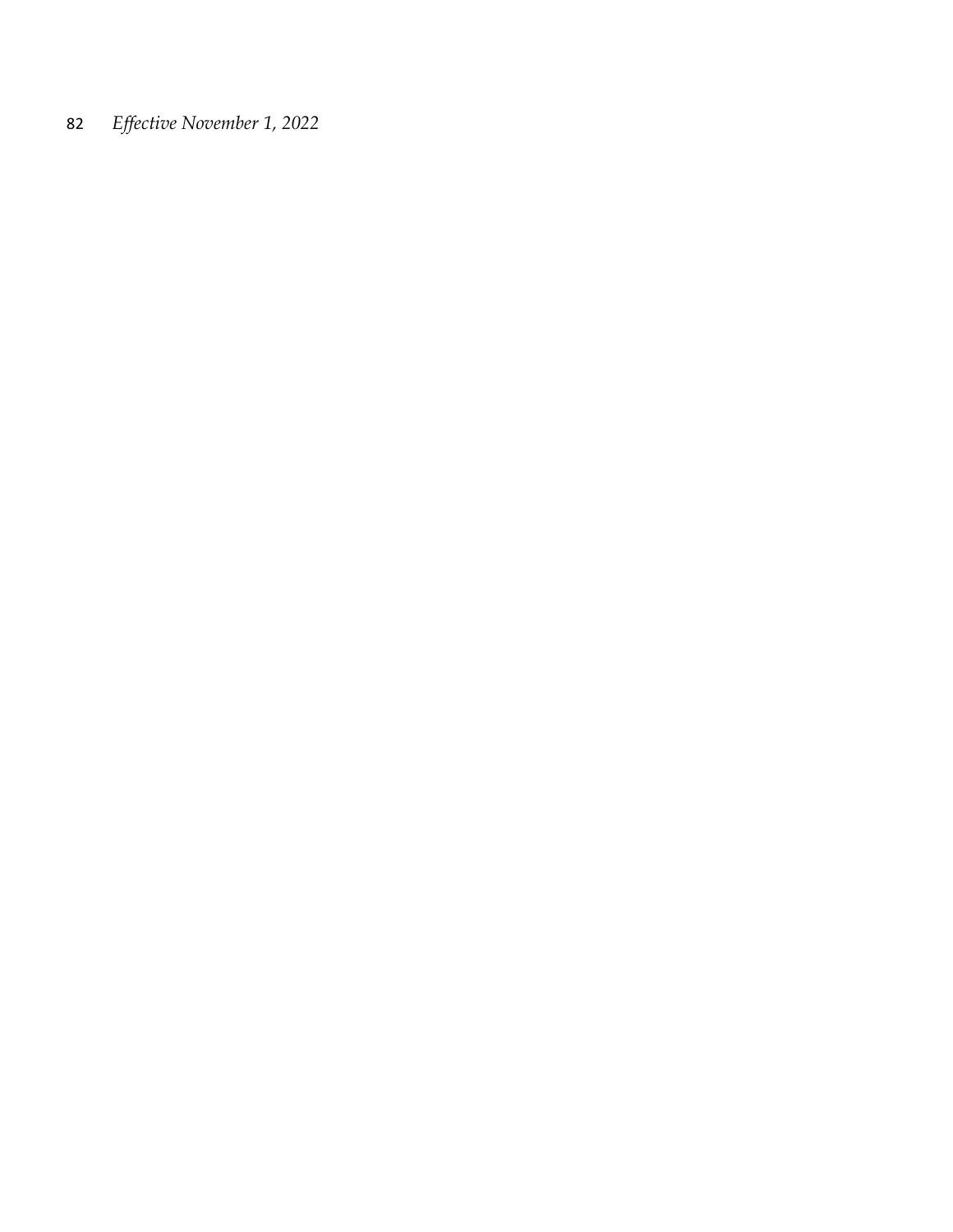*Effective November 1, 2022*